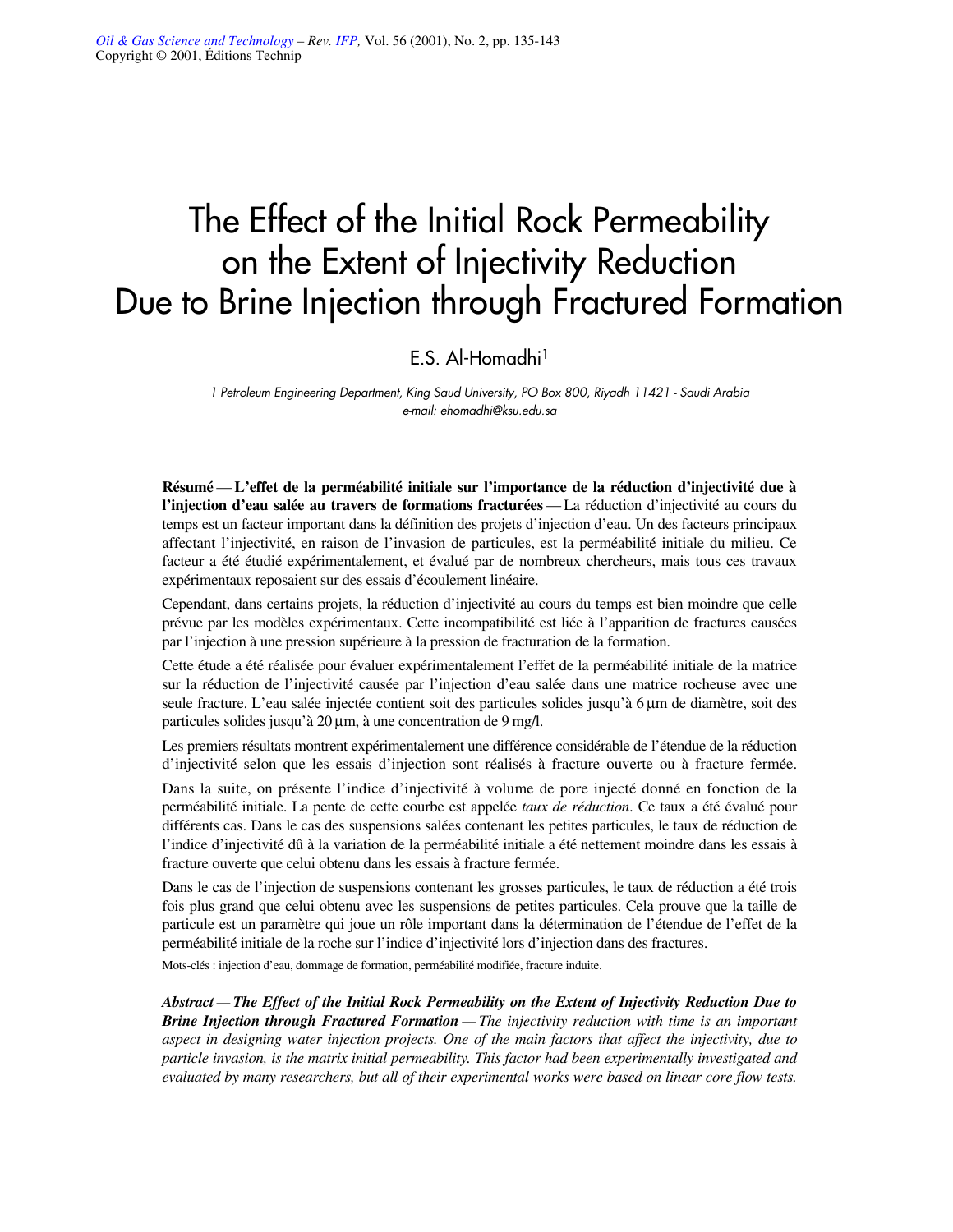# The Effect of the Initial Rock Permeability on the Extent of Injectivity Reduction Due to Brine Injection through Fractured Formation

E.S. Al-Homadhi[1]

*1 Petroleum Engineering Department, King Saud University, PO Box 800, Riyadh 11421 - Saudi Arabia*
*e-mail: ehomadhi@ksu.edu.sa*

**Résumé — L'effet de la perméabilité initiale sur l'importance de la réduction d'injectivité due à l'injection d'eau salée au travers de formations fracturées** — La réduction d'injectivité au cours du temps est un facteur important dans la définition des projets d'injection d'eau. Un des facteurs principaux affectant l'injectivité, en raison de l'invasion de particules, est la perméabilité initiale du milieu. Ce facteur a été étudié expérimentalement, et évalué par de nombreux chercheurs, mais tous ces travaux expérimentaux reposaient sur des essais d'écoulement linéaire.

Cependant, dans certains projets, la réduction d'injectivité au cours du temps est bien moindre que celle prévue par les modèles expérimentaux. Cette incompatibilité est liée à l'apparition de fractures causées par l'injection à une pression supérieure à la pression de fracturation de la formation.

Cette étude a été réalisée pour évaluer expérimentalement l'effet de la perméabilité initiale de la matrice sur la réduction de l'injectivité causée par l'injection d'eau salée dans une matrice rocheuse avec une seule fracture. L'eau salée injectée contient soit des particules solides jusqu'à 6 µm de diamètre, soit des particules solides jusqu'à 20 µm, à une concentration de 9 mg/l.

Les premiers résultats montrent expérimentalement une différence considérable de l'étendue de la réduction d'injectivité selon que les essais d'injection sont réalisés à fracture ouverte ou à fracture fermée.

Dans la suite, on présente l'indice d'injectivité à volume de pore injecté donné en fonction de la perméabilité initiale. La pente de cette courbe est appelée *taux de réduction*. Ce taux a été évalué pour différents cas. Dans le cas des suspensions salées contenant les petites particules, le taux de réduction de l'indice d'injectivité dû à la variation de la perméabilité initiale a été nettement moindre dans les essais à fracture ouverte que celui obtenu dans les essais à fracture fermée.

Dans le cas de l'injection de suspensions contenant les grosses particules, le taux de réduction a été trois fois plus grand que celui obtenu avec les suspensions de petites particules. Cela prouve que la taille de particule est un paramètre qui joue un rôle important dans la détermination de l'étendue de l'effet de la perméabilité initiale de la roche sur l'indice d'injectivité lors d'injection dans des fractures.

Mots-clés : injection d'eau, dommage de formation, perméabilité modifiée, fracture induite.

***Abstract* — *The Effect of the Initial Rock Permeability on the Extent of Injectivity Reduction Due to Brine Injection through Fractured Formation*** — *The injectivity reduction with time is an important aspect in designing water injection projects. One of the main factors that affect the injectivity, due to particle invasion, is the matrix initial permeability. This factor had been experimentally investigated and evaluated by many researchers, but all of their experimental works were based on linear core flow tests.*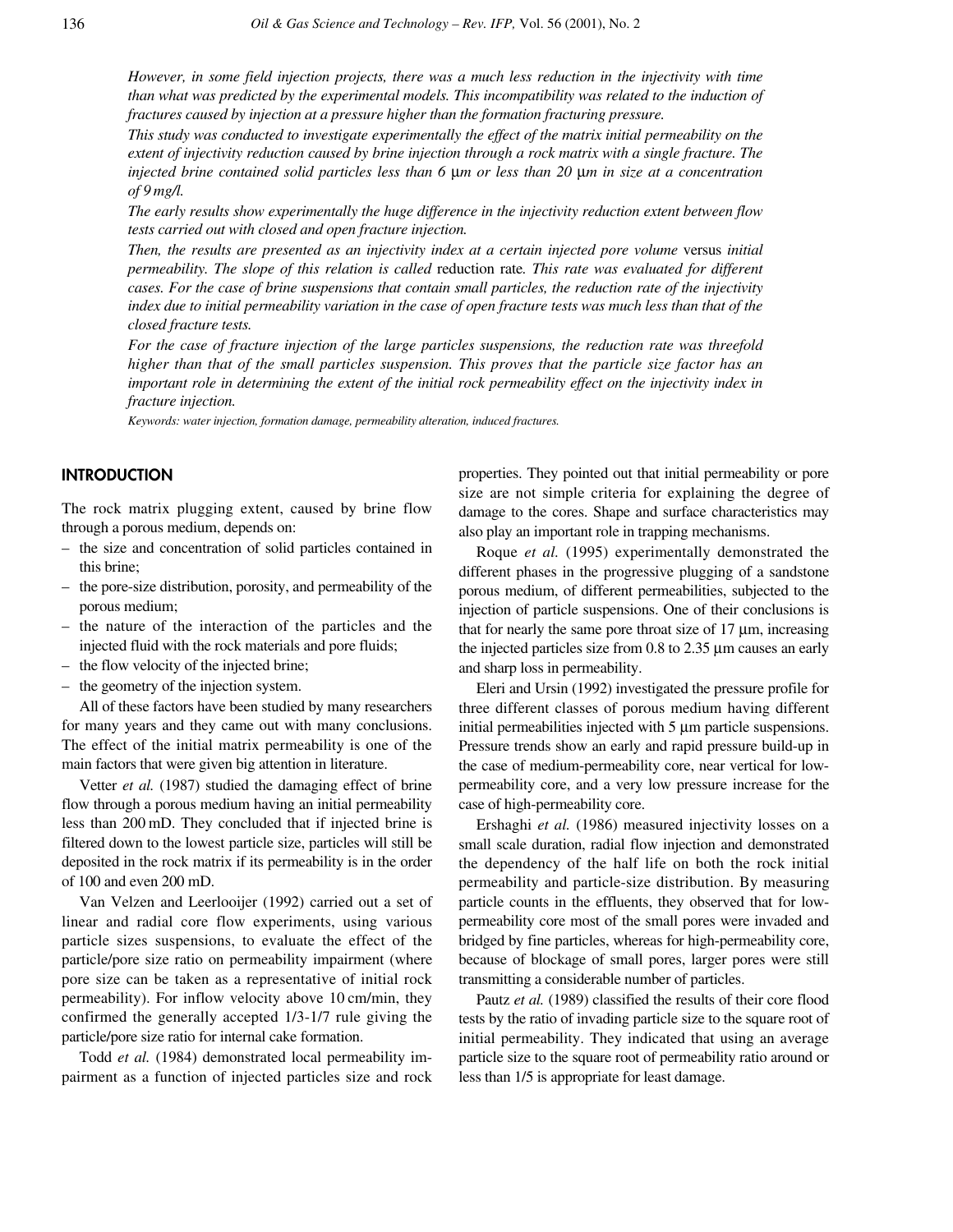*However, in some field injection projects, there was a much less reduction in the injectivity with time than what was predicted by the experimental models. This incompatibility was related to the induction of fractures caused by injection at a pressure higher than the formation fracturing pressure.*

*This study was conducted to investigate experimentally the effect of the matrix initial permeability on the extent of injectivity reduction caused by brine injection through a rock matrix with a single fracture. The injected brine contained solid particles less than 6 µm or less than 20 µm in size at a concentration of 9 mg/l.*

*The early results show experimentally the huge difference in the injectivity reduction extent between flow tests carried out with closed and open fracture injection.*

*Then, the results are presented as an injectivity index at a certain injected pore volume* versus *initial permeability. The slope of this relation is called* reduction rate*. This rate was evaluated for different cases. For the case of brine suspensions that contain small particles, the reduction rate of the injectivity index due to initial permeability variation in the case of open fracture tests was much less than that of the closed fracture tests.*

*For the case of fracture injection of the large particles suspensions, the reduction rate was threefold higher than that of the small particles suspension. This proves that the particle size factor has an important role in determining the extent of the initial rock permeability effect on the injectivity index in fracture injection.*

*Keywords: water injection, formation damage, permeability alteration, induced fractures.*

## INTRODUCTION

The rock matrix plugging extent, caused by brine flow through a porous medium, depends on:

- the size and concentration of solid particles contained in this brine;
- the pore-size distribution, porosity, and permeability of the porous medium;
- the nature of the interaction of the particles and the injected fluid with the rock materials and pore fluids;
- the flow velocity of the injected brine;
- the geometry of the injection system.

All of these factors have been studied by many researchers for many years and they came out with many conclusions. The effect of the initial matrix permeability is one of the main factors that were given big attention in literature.

Vetter *et al.* (1987) studied the damaging effect of brine flow through a porous medium having an initial permeability less than 200 mD. They concluded that if injected brine is filtered down to the lowest particle size, particles will still be deposited in the rock matrix if its permeability is in the order of 100 and even 200 mD.

Van Velzen and Leerlooijer (1992) carried out a set of linear and radial core flow experiments, using various particle sizes suspensions, to evaluate the effect of the particle/pore size ratio on permeability impairment (where pore size can be taken as a representative of initial rock permeability). For inflow velocity above 10 cm/min, they confirmed the generally accepted 1/3-1/7 rule giving the particle/pore size ratio for internal cake formation.

Todd *et al.* (1984) demonstrated local permeability impairment as a function of injected particles size and rock properties. They pointed out that initial permeability or pore size are not simple criteria for explaining the degree of damage to the cores. Shape and surface characteristics may also play an important role in trapping mechanisms.

Roque *et al.* (1995) experimentally demonstrated the different phases in the progressive plugging of a sandstone porous medium, of different permeabilities, subjected to the injection of particle suspensions. One of their conclusions is that for nearly the same pore throat size of 17 µm, increasing the injected particles size from 0.8 to 2.35 µm causes an early and sharp loss in permeability.

Eleri and Ursin (1992) investigated the pressure profile for three different classes of porous medium having different initial permeabilities injected with 5 µm particle suspensions. Pressure trends show an early and rapid pressure build-up in the case of medium-permeability core, near vertical for low-permeability core, and a very low pressure increase for the case of high-permeability core.

Ershaghi *et al.* (1986) measured injectivity losses on a small scale duration, radial flow injection and demonstrated the dependency of the half life on both the rock initial permeability and particle-size distribution. By measuring particle counts in the effluents, they observed that for low-permeability core most of the small pores were invaded and bridged by fine particles, whereas for high-permeability core, because of blockage of small pores, larger pores were still transmitting a considerable number of particles.

Pautz *et al.* (1989) classified the results of their core flood tests by the ratio of invading particle size to the square root of initial permeability. They indicated that using an average particle size to the square root of permeability ratio around or less than 1/5 is appropriate for least damage.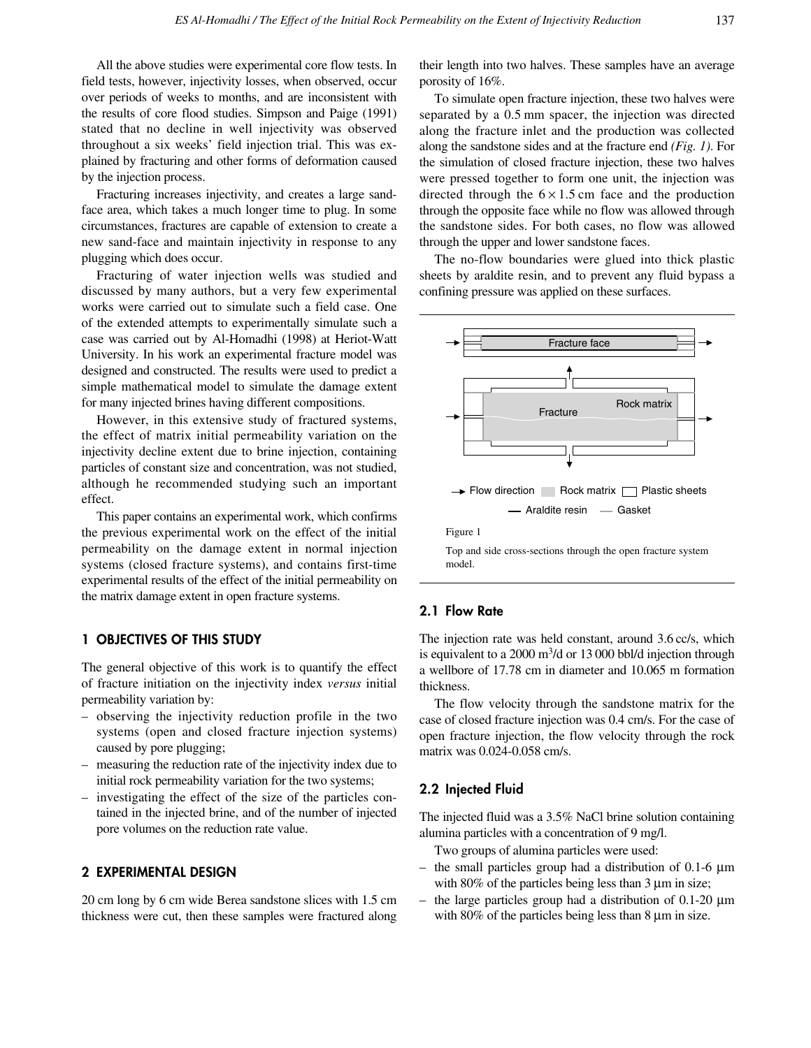All the above studies were experimental core flow tests. In field tests, however, injectivity losses, when observed, occur over periods of weeks to months, and are inconsistent with the results of core flood studies. Simpson and Paige (1991) stated that no decline in well injectivity was observed throughout a six weeks' field injection trial. This was explained by fracturing and other forms of deformation caused by the injection process.

Fracturing increases injectivity, and creates a large sand-face area, which takes a much longer time to plug. In some circumstances, fractures are capable of extension to create a new sand-face and maintain injectivity in response to any plugging which does occur.

Fracturing of water injection wells was studied and discussed by many authors, but a very few experimental works were carried out to simulate such a field case. One of the extended attempts to experimentally simulate such a case was carried out by Al-Homadhi (1998) at Heriot-Watt University. In his work an experimental fracture model was designed and constructed. The results were used to predict a simple mathematical model to simulate the damage extent for many injected brines having different compositions.

However, in this extensive study of fractured systems, the effect of matrix initial permeability variation on the injectivity decline extent due to brine injection, containing particles of constant size and concentration, was not studied, although he recommended studying such an important effect.

This paper contains an experimental work, which confirms the previous experimental work on the effect of the initial permeability on the damage extent in normal injection systems (closed fracture systems), and contains first-time experimental results of the effect of the initial permeability on the matrix damage extent in open fracture systems.

## 1 OBJECTIVES OF THIS STUDY

The general objective of this work is to quantify the effect of fracture initiation on the injectivity index *versus* initial permeability variation by:

- observing the injectivity reduction profile in the two systems (open and closed fracture injection systems) caused by pore plugging;
- measuring the reduction rate of the injectivity index due to initial rock permeability variation for the two systems;
- investigating the effect of the size of the particles contained in the injected brine, and of the number of injected pore volumes on the reduction rate value.

## 2 EXPERIMENTAL DESIGN

20 cm long by 6 cm wide Berea sandstone slices with 1.5 cm thickness were cut, then these samples were fractured along their length into two halves. These samples have an average porosity of 16%.

To simulate open fracture injection, these two halves were separated by a 0.5 mm spacer, the injection was directed along the fracture inlet and the production was collected along the sandstone sides and at the fracture end *(Fig. 1)*. For the simulation of closed fracture injection, these two halves were pressed together to form one unit, the injection was directed through the $6 \times 1.5$ cm face and the production through the opposite face while no flow was allowed through the sandstone sides. For both cases, no flow was allowed through the upper and lower sandstone faces.

The no-flow boundaries were glued into thick plastic sheets by araldite resin, and to prevent any fluid bypass a confining pressure was applied on these surfaces.

Figure 1

Top and side cross-sections through the open fracture system model.

### 2.1 Flow Rate

The injection rate was held constant, around 3.6 cc/s, which is equivalent to a 2000 $m^3$/d or 13 000 bbl/d injection through a wellbore of 17.78 cm in diameter and 10.065 m formation thickness.

The flow velocity through the sandstone matrix for the case of closed fracture injection was 0.4 cm/s. For the case of open fracture injection, the flow velocity through the rock matrix was 0.024-0.058 cm/s.

### 2.2 Injected Fluid

The injected fluid was a 3.5% NaCl brine solution containing alumina particles with a concentration of 9 mg/l.

Two groups of alumina particles were used:

- the small particles group had a distribution of 0.1-6 µm with 80% of the particles being less than 3 µm in size;
- the large particles group had a distribution of 0.1-20 µm with 80% of the particles being less than 8 µm in size.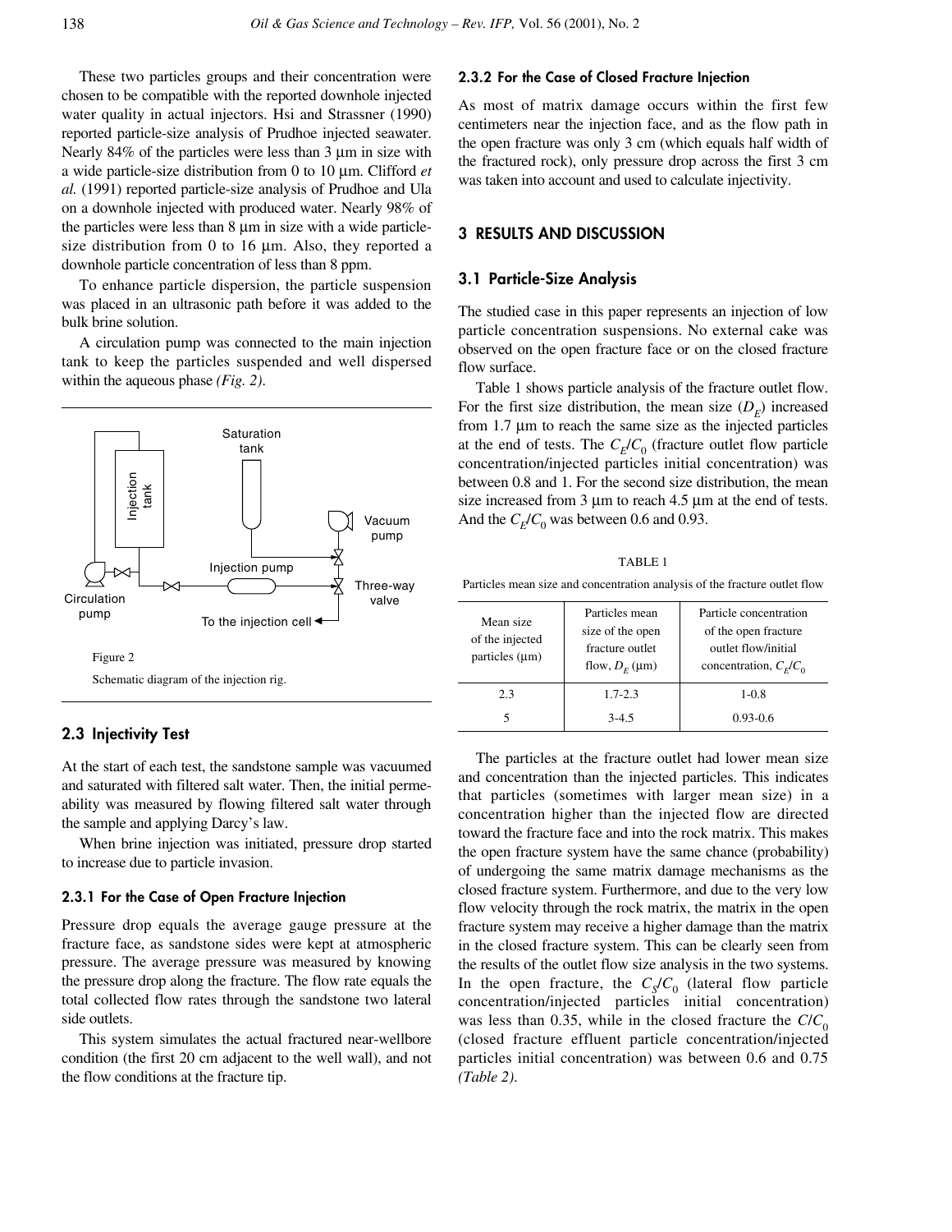These two particles groups and their concentration were chosen to be compatible with the reported downhole injected water quality in actual injectors. Hsi and Strassner (1990) reported particle-size analysis of Prudhoe injected seawater. Nearly 84% of the particles were less than 3 µm in size with a wide particle-size distribution from 0 to 10 µm. Clifford *et al.* (1991) reported particle-size analysis of Prudhoe and Ula on a downhole injected with produced water. Nearly 98% of the particles were less than 8 µm in size with a wide particle-size distribution from 0 to 16 µm. Also, they reported a downhole particle concentration of less than 8 ppm.

To enhance particle dispersion, the particle suspension was placed in an ultrasonic path before it was added to the bulk brine solution.

A circulation pump was connected to the main injection tank to keep the particles suspended and well dispersed within the aqueous phase *(Fig. 2)*.

Figure 2

Schematic diagram of the injection rig.

## 2.3 Injectivity Test

At the start of each test, the sandstone sample was vacuumed and saturated with filtered salt water. Then, the initial permeability was measured by flowing filtered salt water through the sample and applying Darcy's law.

When brine injection was initiated, pressure drop started to increase due to particle invasion.

### 2.3.1 For the Case of Open Fracture Injection

Pressure drop equals the average gauge pressure at the fracture face, as sandstone sides were kept at atmospheric pressure. The average pressure was measured by knowing the pressure drop along the fracture. The flow rate equals the total collected flow rates through the sandstone two lateral side outlets.

This system simulates the actual fractured near-wellbore condition (the first 20 cm adjacent to the well wall), and not the flow conditions at the fracture tip.

### 2.3.2 For the Case of Closed Fracture Injection

As most of matrix damage occurs within the first few centimeters near the injection face, and as the flow path in the open fracture was only 3 cm (which equals half width of the fractured rock), only pressure drop across the first 3 cm was taken into account and used to calculate injectivity.

## 3 RESULTS AND DISCUSSION

## 3.1 Particle-Size Analysis

The studied case in this paper represents an injection of low particle concentration suspensions. No external cake was observed on the open fracture face or on the closed fracture flow surface.

Table 1 shows particle analysis of the fracture outlet flow. For the first size distribution, the mean size ($D_E$) increased from 1.7 µm to reach the same size as the injected particles at the end of tests. The $C_E/C_0$ (fracture outlet flow particle concentration/injected particles initial concentration) was between 0.8 and 1. For the second size distribution, the mean size increased from 3 µm to reach 4.5 µm at the end of tests. And the $C_E/C_0$ was between 0.6 and 0.93.

TABLE 1

Particles mean size and concentration analysis of the fracture outlet flow

| Mean size of the injected particles (µm) | Particles mean size of the open fracture outlet flow, $D_E$ (µm) | Particle concentration of the open fracture outlet flow/initial concentration, $C_E/C_0$ |
|---|---|---|
| 2.3 | 1.7-2.3 | 1-0.8 |
| 5 | 3-4.5 | 0.93-0.6 |

The particles at the fracture outlet had lower mean size and concentration than the injected particles. This indicates that particles (sometimes with larger mean size) in a concentration higher than the injected flow are directed toward the fracture face and into the rock matrix. This makes the open fracture system have the same chance (probability) of undergoing the same matrix damage mechanisms as the closed fracture system. Furthermore, and due to the very low flow velocity through the rock matrix, the matrix in the open fracture system may receive a higher damage than the matrix in the closed fracture system. This can be clearly seen from the results of the outlet flow size analysis in the two systems. In the open fracture, the $C_S/C_0$ (lateral flow particle concentration/injected particles initial concentration) was less than 0.35, while in the closed fracture the $C/C_0$ (closed fracture effluent particle concentration/injected particles initial concentration) was between 0.6 and 0.75 *(Table 2)*.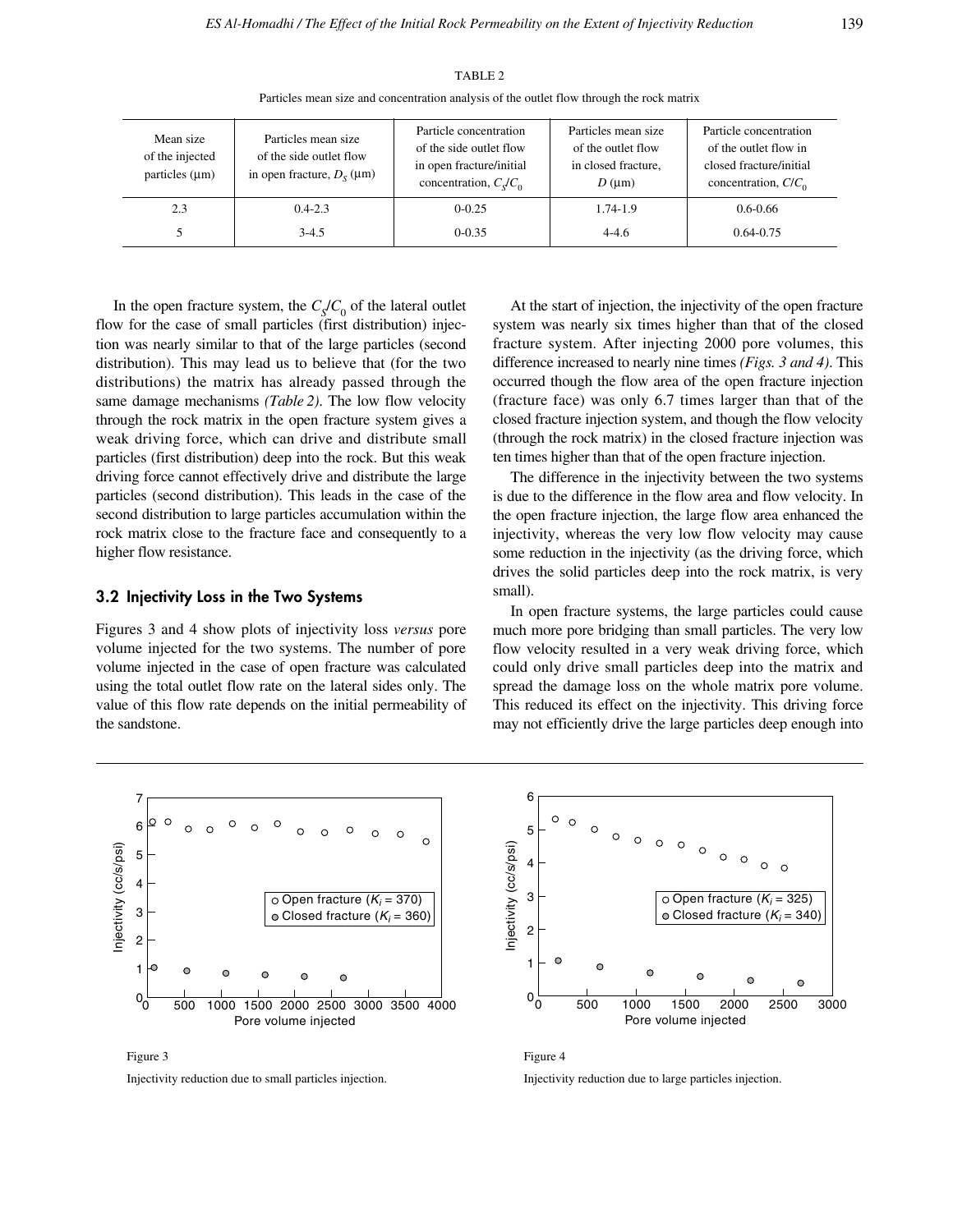TABLE 2

Particles mean size and concentration analysis of the outlet flow through the rock matrix

| Mean size of the injected particles (μm) | Particles mean size of the side outlet flow in open fracture, $D_S$ (μm) | Particle concentration of the side outlet flow in open fracture/initial concentration, $C_S/C_0$ | Particles mean size of the outlet flow in closed fracture, $D$ (μm) | Particle concentration of the outlet flow in closed fracture/initial concentration, $C/C_0$ |
|---|---|---|---|---|
| 2.3 | 0.4-2.3 | 0-0.25 | 1.74-1.9 | 0.6-0.66 |
| 5 | 3-4.5 | 0-0.35 | 4-4.6 | 0.64-0.75 |

In the open fracture system, the $C_S/C_0$ of the lateral outlet flow for the case of small particles (first distribution) injection was nearly similar to that of the large particles (second distribution). This may lead us to believe that (for the two distributions) the matrix has already passed through the same damage mechanisms *(Table 2)*. The low flow velocity through the rock matrix in the open fracture system gives a weak driving force, which can drive and distribute small particles (first distribution) deep into the rock. But this weak driving force cannot effectively drive and distribute the large particles (second distribution). This leads in the case of the second distribution to large particles accumulation within the rock matrix close to the fracture face and consequently to a higher flow resistance.

### 3.2 Injectivity Loss in the Two Systems

Figures 3 and 4 show plots of injectivity loss *versus* pore volume injected for the two systems. The number of pore volume injected in the case of open fracture was calculated using the total outlet flow rate on the lateral sides only. The value of this flow rate depends on the initial permeability of the sandstone.

At the start of injection, the injectivity of the open fracture system was nearly six times higher than that of the closed fracture system. After injecting 2000 pore volumes, this difference increased to nearly nine times *(Figs. 3 and 4)*. This occurred though the flow area of the open fracture injection (fracture face) was only 6.7 times larger than that of the closed fracture injection system, and though the flow velocity (through the rock matrix) in the closed fracture injection was ten times higher than that of the open fracture injection.

The difference in the injectivity between the two systems is due to the difference in the flow area and flow velocity. In the open fracture injection, the large flow area enhanced the injectivity, whereas the very low flow velocity may cause some reduction in the injectivity (as the driving force, which drives the solid particles deep into the rock matrix, is very small).

In open fracture systems, the large particles could cause much more pore bridging than small particles. The very low flow velocity resulted in a very weak driving force, which could only drive small particles deep into the matrix and spread the damage loss on the whole matrix pore volume. This reduced its effect on the injectivity. This driving force may not efficiently drive the large particles deep enough into

Injectivity (cc/s/psi)
Pore volume injected
○ Open fracture ($K_i$ = 370)
● Closed fracture ($K_i$ = 360)

Figure 3

Injectivity reduction due to small particles injection.

Injectivity (cc/s/psi)
Pore volume injected
○ Open fracture ($K_i$ = 325)
● Closed fracture ($K_i$ = 340)

Figure 4

Injectivity reduction due to large particles injection.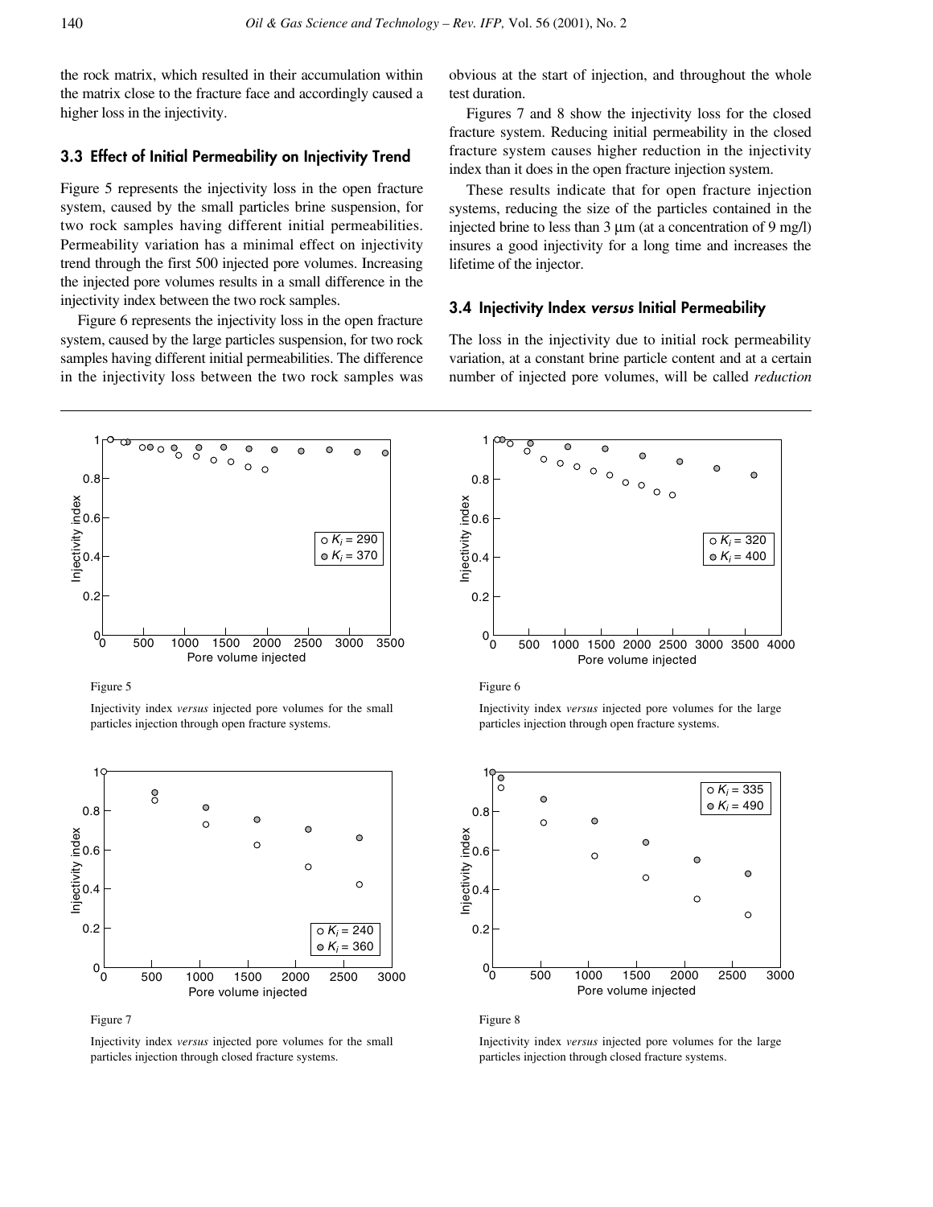the rock matrix, which resulted in their accumulation within the matrix close to the fracture face and accordingly caused a higher loss in the injectivity.

### 3.3 Effect of Initial Permeability on Injectivity Trend

Figure 5 represents the injectivity loss in the open fracture system, caused by the small particles brine suspension, for two rock samples having different initial permeabilities. Permeability variation has a minimal effect on injectivity trend through the first 500 injected pore volumes. Increasing the injected pore volumes results in a small difference in the injectivity index between the two rock samples.

Figure 6 represents the injectivity loss in the open fracture system, caused by the large particles suspension, for two rock samples having different initial permeabilities. The difference in the injectivity loss between the two rock samples was obvious at the start of injection, and throughout the whole test duration.

Figures 7 and 8 show the injectivity loss for the closed fracture system. Reducing initial permeability in the closed fracture system causes higher reduction in the injectivity index than it does in the open fracture injection system.

These results indicate that for open fracture injection systems, reducing the size of the particles contained in the injected brine to less than 3 µm (at a concentration of 9 mg/l) insures a good injectivity for a long time and increases the lifetime of the injector.

### 3.4 Injectivity Index *versus* Initial Permeability

The loss in the injectivity due to initial rock permeability variation, at a constant brine particle content and at a certain number of injected pore volumes, will be called *reduction*

Figure 5

Injectivity index *versus* injected pore volumes for the small particles injection through open fracture systems.

Figure 6

Injectivity index *versus* injected pore volumes for the large particles injection through open fracture systems.

Figure 7

Injectivity index *versus* injected pore volumes for the small particles injection through closed fracture systems.

Figure 8

Injectivity index *versus* injected pore volumes for the large particles injection through closed fracture systems.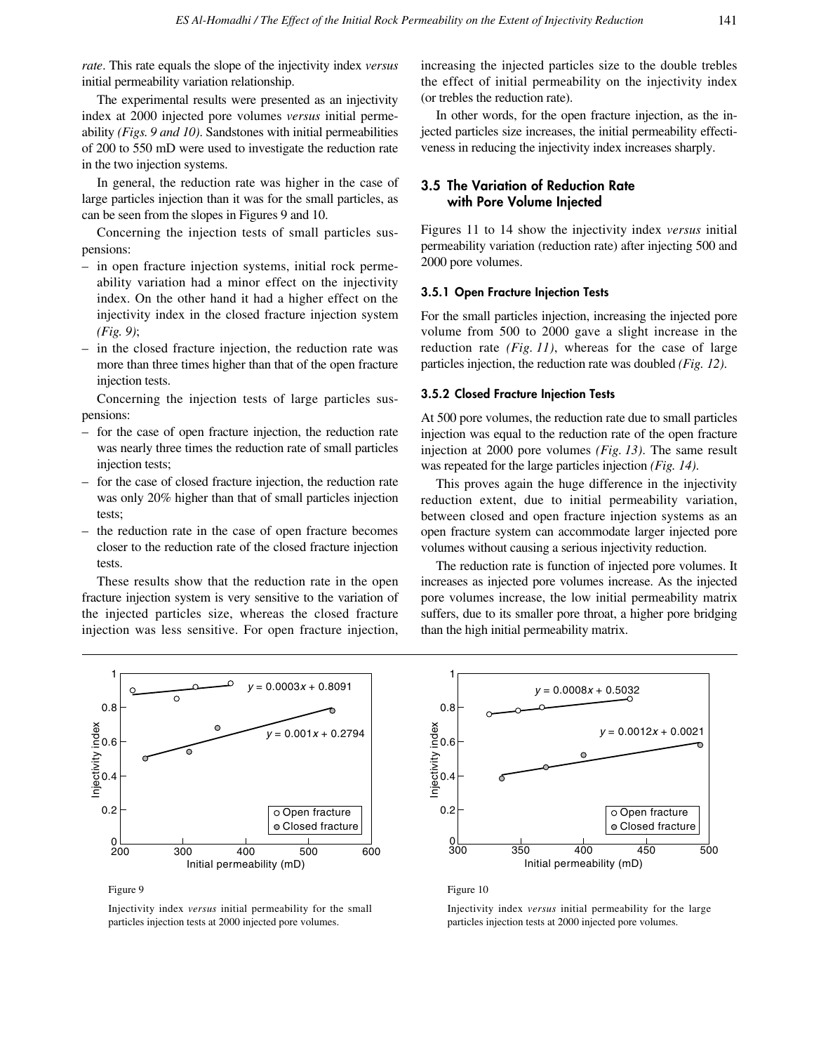*rate*. This rate equals the slope of the injectivity index *versus* initial permeability variation relationship.

The experimental results were presented as an injectivity index at 2000 injected pore volumes *versus* initial permeability *(Figs. 9 and 10)*. Sandstones with initial permeabilities of 200 to 550 mD were used to investigate the reduction rate in the two injection systems.

In general, the reduction rate was higher in the case of large particles injection than it was for the small particles, as can be seen from the slopes in Figures 9 and 10.

Concerning the injection tests of small particles suspensions:

– in open fracture injection systems, initial rock permeability variation had a minor effect on the injectivity index. On the other hand it had a higher effect on the injectivity index in the closed fracture injection system *(Fig. 9)*;
– in the closed fracture injection, the reduction rate was more than three times higher than that of the open fracture injection tests.

Concerning the injection tests of large particles suspensions:

– for the case of open fracture injection, the reduction rate was nearly three times the reduction rate of small particles injection tests;
– for the case of closed fracture injection, the reduction rate was only 20% higher than that of small particles injection tests;
– the reduction rate in the case of open fracture becomes closer to the reduction rate of the closed fracture injection tests.

These results show that the reduction rate in the open fracture injection system is very sensitive to the variation of the injected particles size, whereas the closed fracture injection was less sensitive. For open fracture injection, increasing the injected particles size to the double trebles the effect of initial permeability on the injectivity index (or trebles the reduction rate).

In other words, for the open fracture injection, as the injected particles size increases, the initial permeability effectiveness in reducing the injectivity index increases sharply.

## 3.5 The Variation of Reduction Rate with Pore Volume Injected

Figures 11 to 14 show the injectivity index *versus* initial permeability variation (reduction rate) after injecting 500 and 2000 pore volumes.

### 3.5.1 Open Fracture Injection Tests

For the small particles injection, increasing the injected pore volume from 500 to 2000 gave a slight increase in the reduction rate *(Fig. 11)*, whereas for the case of large particles injection, the reduction rate was doubled *(Fig. 12)*.

### 3.5.2 Closed Fracture Injection Tests

At 500 pore volumes, the reduction rate due to small particles injection was equal to the reduction rate of the open fracture injection at 2000 pore volumes *(Fig. 13)*. The same result was repeated for the large particles injection *(Fig. 14)*.

This proves again the huge difference in the injectivity reduction extent, due to initial permeability variation, between closed and open fracture injection systems as an open fracture system can accommodate larger injected pore volumes without causing a serious injectivity reduction.

The reduction rate is function of injected pore volumes. It increases as injected pore volumes increase. As the injected pore volumes increase, the low initial permeability matrix suffers, due to its smaller pore throat, a higher pore bridging than the high initial permeability matrix.

Figure 9

Injectivity index *versus* initial permeability for the small particles injection tests at 2000 injected pore volumes.

Figure 10

Injectivity index *versus* initial permeability for the large particles injection tests at 2000 injected pore volumes.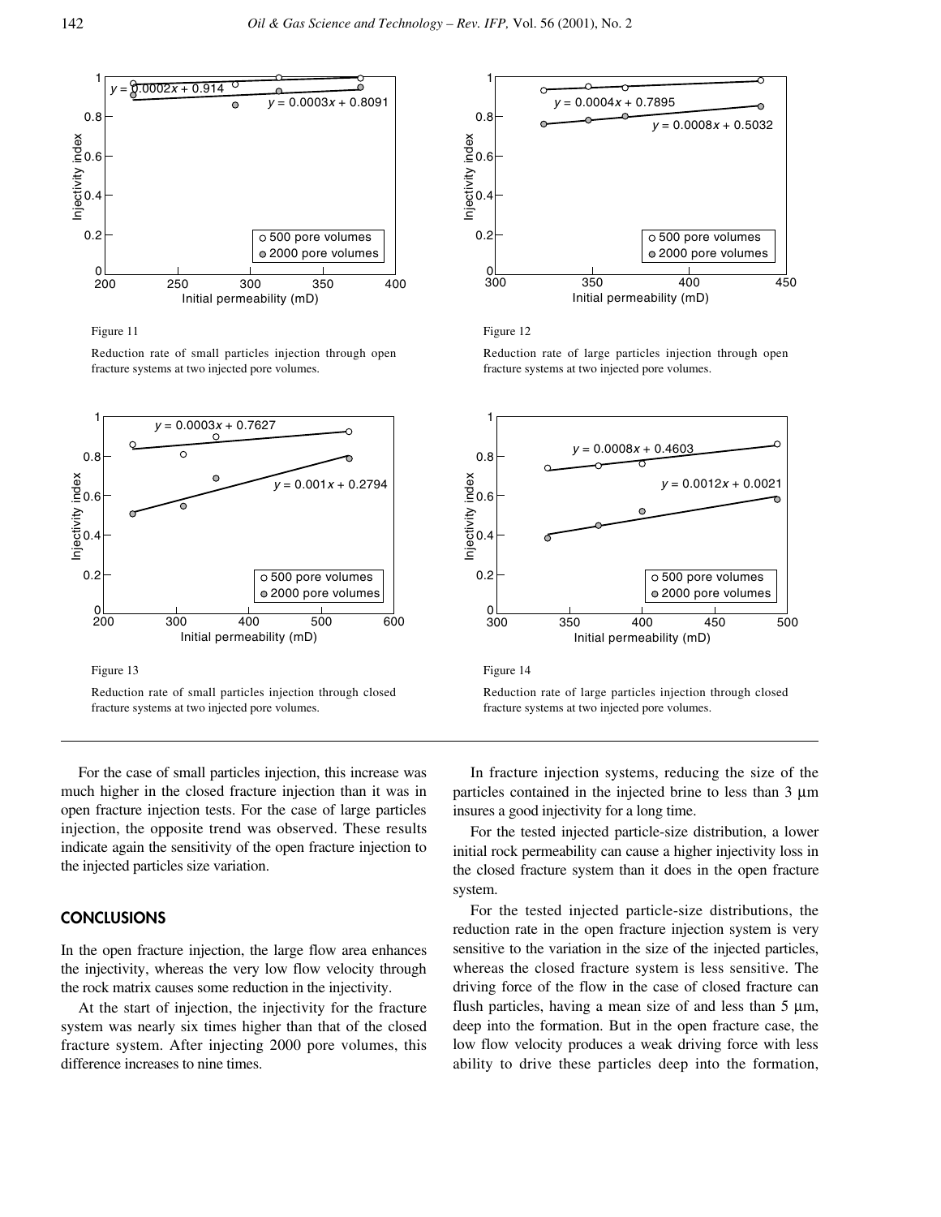Figure 11

Reduction rate of small particles injection through open fracture systems at two injected pore volumes.

Figure 12

Reduction rate of large particles injection through open fracture systems at two injected pore volumes.

Figure 13

Reduction rate of small particles injection through closed fracture systems at two injected pore volumes.

Figure 14

Reduction rate of large particles injection through closed fracture systems at two injected pore volumes.

For the case of small particles injection, this increase was much higher in the closed fracture injection than it was in open fracture injection tests. For the case of large particles injection, the opposite trend was observed. These results indicate again the sensitivity of the open fracture injection to the injected particles size variation.

## CONCLUSIONS

In the open fracture injection, the large flow area enhances the injectivity, whereas the very low flow velocity through the rock matrix causes some reduction in the injectivity.

At the start of injection, the injectivity for the fracture system was nearly six times higher than that of the closed fracture system. After injecting 2000 pore volumes, this difference increases to nine times.

In fracture injection systems, reducing the size of the particles contained in the injected brine to less than 3 µm insures a good injectivity for a long time.

For the tested injected particle-size distribution, a lower initial rock permeability can cause a higher injectivity loss in the closed fracture system than it does in the open fracture system.

For the tested injected particle-size distributions, the reduction rate in the open fracture injection system is very sensitive to the variation in the size of the injected particles, whereas the closed fracture system is less sensitive. The driving force of the flow in the case of closed fracture can flush particles, having a mean size of and less than 5 µm, deep into the formation. But in the open fracture case, the low flow velocity produces a weak driving force with less ability to drive these particles deep into the formation,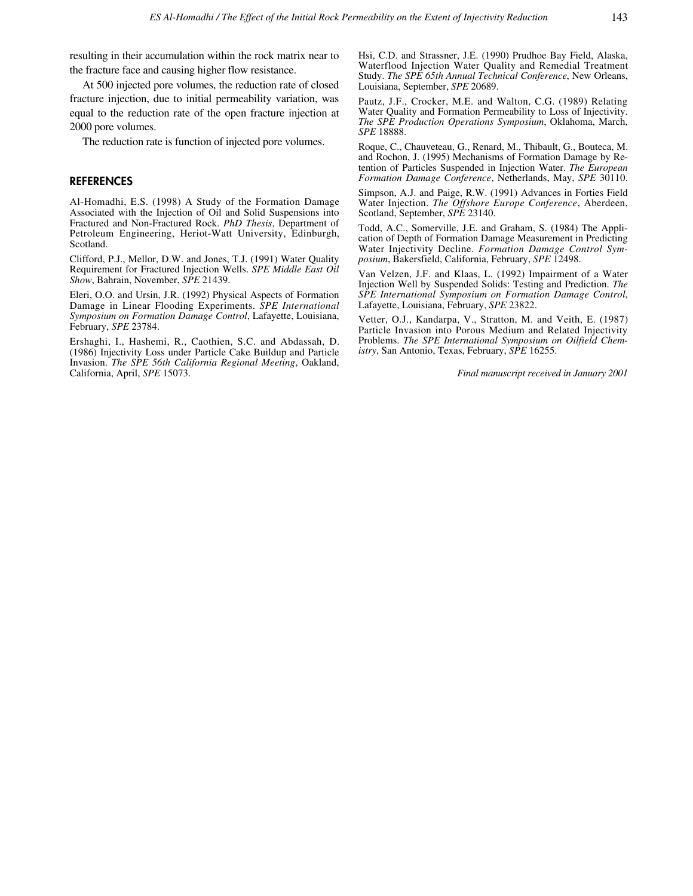resulting in their accumulation within the rock matrix near to the fracture face and causing higher flow resistance.

At 500 injected pore volumes, the reduction rate of closed fracture injection, due to initial permeability variation, was equal to the reduction rate of the open fracture injection at 2000 pore volumes.

The reduction rate is function of injected pore volumes.

## REFERENCES

Al-Homadhi, E.S. (1998) A Study of the Formation Damage Associated with the Injection of Oil and Solid Suspensions into Fractured and Non-Fractured Rock. *PhD Thesis*, Department of Petroleum Engineering, Heriot-Watt University, Edinburgh, Scotland.

Clifford, P.J., Mellor, D.W. and Jones, T.J. (1991) Water Quality Requirement for Fractured Injection Wells. *SPE Middle East Oil Show*, Bahrain, November, *SPE* 21439.

Eleri, O.O. and Ursin, J.R. (1992) Physical Aspects of Formation Damage in Linear Flooding Experiments. *SPE International Symposium on Formation Damage Control*, Lafayette, Louisiana, February, *SPE* 23784.

Ershaghi, I., Hashemi, R., Caothien, S.C. and Abdassah, D. (1986) Injectivity Loss under Particle Cake Buildup and Particle Invasion. *The SPE 56th California Regional Meeting*, Oakland, California, April, *SPE* 15073.

Hsi, C.D. and Strassner, J.E. (1990) Prudhoe Bay Field, Alaska, Waterflood Injection Water Quality and Remedial Treatment Study. *The SPE 65th Annual Technical Conference*, New Orleans, Louisiana, September, *SPE* 20689.

Pautz, J.F., Crocker, M.E. and Walton, C.G. (1989) Relating Water Quality and Formation Permeability to Loss of Injectivity. *The SPE Production Operations Symposium*, Oklahoma, March, *SPE* 18888.

Roque, C., Chauveteau, G., Renard, M., Thibault, G., Bouteca, M. and Rochon, J. (1995) Mechanisms of Formation Damage by Retention of Particles Suspended in Injection Water. *The European Formation Damage Conference*, Netherlands, May, *SPE* 30110.

Simpson, A.J. and Paige, R.W. (1991) Advances in Forties Field Water Injection. *The Offshore Europe Conference*, Aberdeen, Scotland, September, *SPE* 23140.

Todd, A.C., Somerville, J.E. and Graham, S. (1984) The Application of Depth of Formation Damage Measurement in Predicting Water Injectivity Decline. *Formation Damage Control Symposium*, Bakersfield, California, February, *SPE* 12498.

Van Velzen, J.F. and Klaas, L. (1992) Impairment of a Water Injection Well by Suspended Solids: Testing and Prediction. *The SPE International Symposium on Formation Damage Control*, Lafayette, Louisiana, February, *SPE* 23822.

Vetter, O.J., Kandarpa, V., Stratton, M. and Veith, E. (1987) Particle Invasion into Porous Medium and Related Injectivity Problems. *The SPE International Symposium on Oilfield Chemistry*, San Antonio, Texas, February, *SPE* 16255.

*Final manuscript received in January 2001*